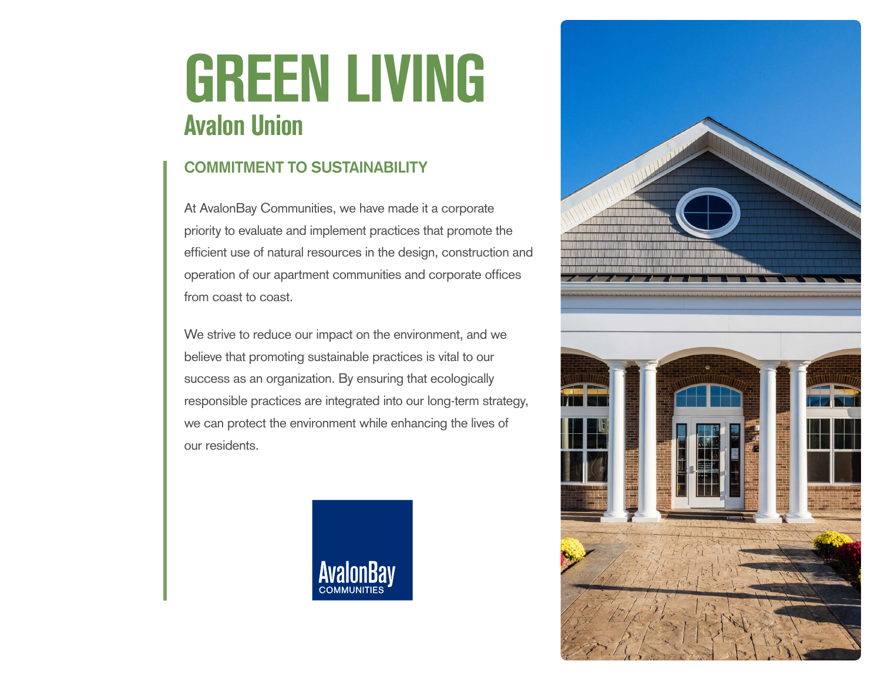# GREEN LIVING

## Avalon Union

### COMMITMENT TO SUSTAINABILITY

At AvalonBay Communities, we have made it a corporate priority to evaluate and implement practices that promote the efficient use of natural resources in the design, construction and operation of our apartment communities and corporate offices from coast to coast.

We strive to reduce our impact on the environment, and we believe that promoting sustainable practices is vital to our success as an organization. By ensuring that ecologically responsible practices are integrated into our long-term strategy, we can protect the environment while enhancing the lives of our residents.

AvalonBay COMMUNITIES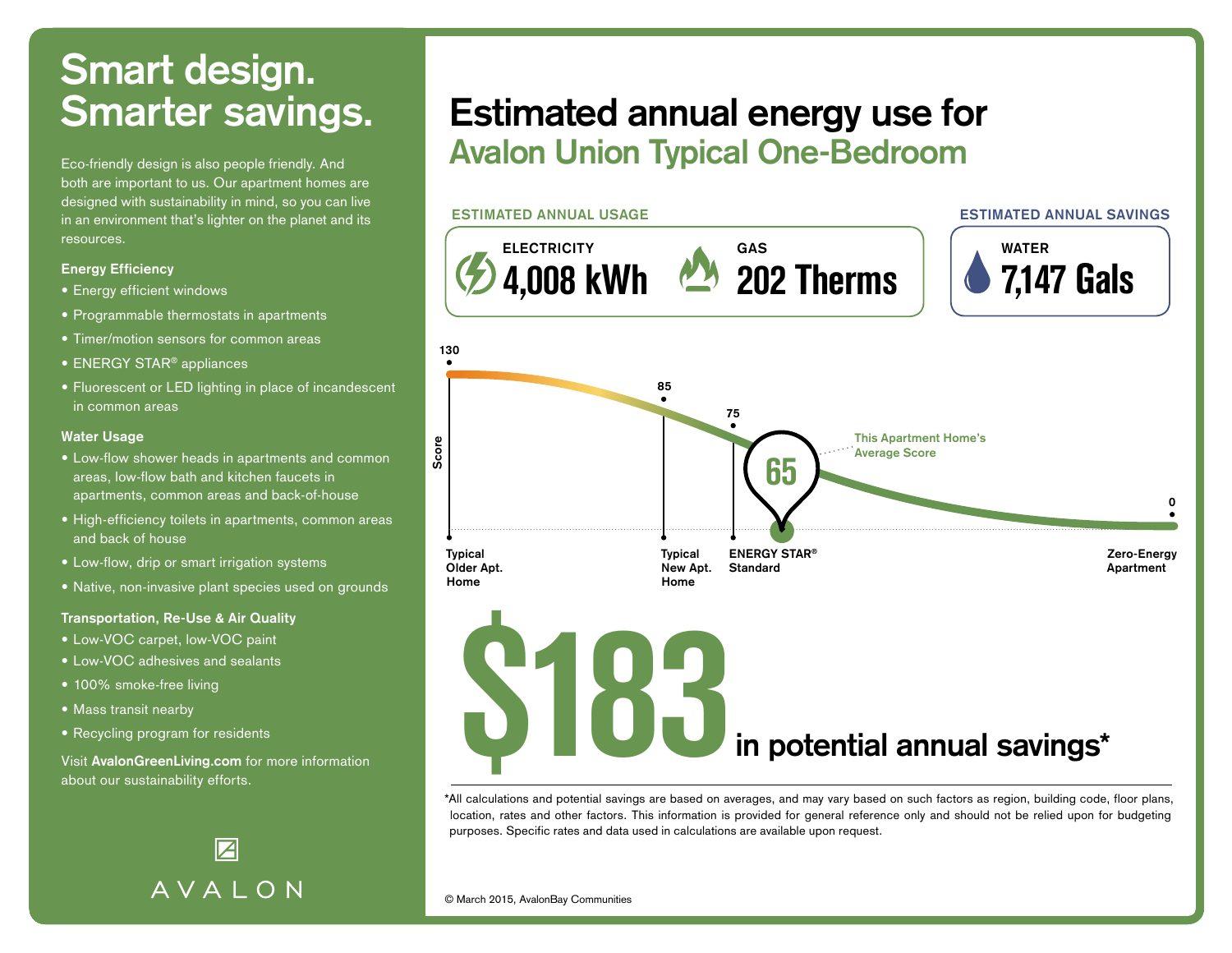# Smart design. Smarter savings.

Eco-friendly design is also people friendly. And both are important to us. Our apartment homes are designed with sustainability in mind, so you can live in an environment that's lighter on the planet and its resources.

**Energy Efficiency**

- Energy efficient windows
- Programmable thermostats in apartments
- Timer/motion sensors for common areas
- ENERGY STAR® appliances
- Fluorescent or LED lighting in place of incandescent in common areas

**Water Usage**

- Low-flow shower heads in apartments and common areas, low-flow bath and kitchen faucets in apartments, common areas and back-of-house
- High-efficiency toilets in apartments, common areas and back of house
- Low-flow, drip or smart irrigation systems
- Native, non-invasive plant species used on grounds

**Transportation, Re-Use & Air Quality**

- Low-VOC carpet, low-VOC paint
- Low-VOC adhesives and sealants
- 100% smoke-free living
- Mass transit nearby
- Recycling program for residents

Visit **AvalonGreenLiving.com** for more information about our sustainability efforts.

AVALON

# Estimated annual energy use for
## Avalon Union Typical One-Bedroom

**ESTIMATED ANNUAL USAGE**

| ELECTRICITY | GAS |
| --- | --- |
| 4,008 kWh | 202 Therms |

**ESTIMATED ANNUAL SAVINGS**

| WATER |
| --- |
| 7,147 Gals |

Score

| Score | Label |
| --- | --- |
| 130 | Typical Older Apt. Home |
| 85 | Typical New Apt. Home |
| 75 | ENERGY STAR® Standard |
| 65 | This Apartment Home's Average Score |
| 0 | Zero-Energy Apartment |

# $183 in potential annual savings*

*All calculations and potential savings are based on averages, and may vary based on such factors as region, building code, floor plans, location, rates and other factors. This information is provided for general reference only and should not be relied upon for budgeting purposes. Specific rates and data used in calculations are available upon request.

© March 2015, AvalonBay Communities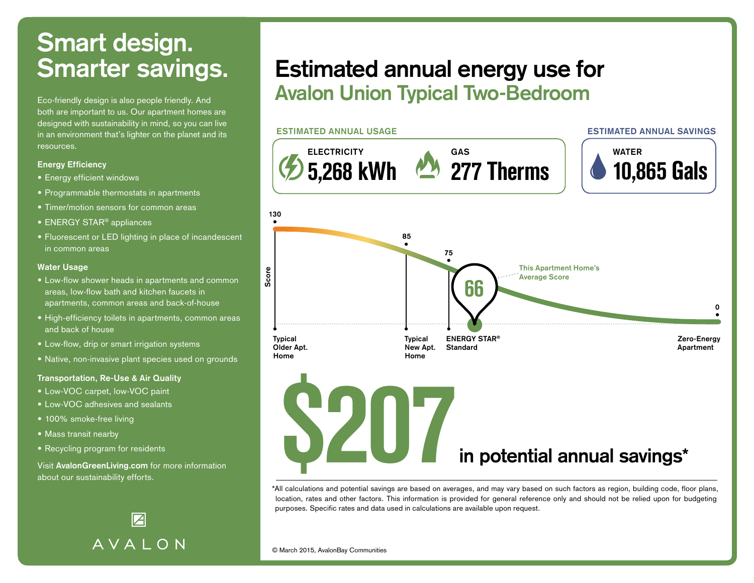# Smart design. Smarter savings.

Eco-friendly design is also people friendly. And both are important to us. Our apartment homes are designed with sustainability in mind, so you can live in an environment that's lighter on the planet and its resources.

### Energy Efficiency

- Energy efficient windows
- Programmable thermostats in apartments
- Timer/motion sensors for common areas
- ENERGY STAR® appliances
- Fluorescent or LED lighting in place of incandescent in common areas

### Water Usage

- Low-flow shower heads in apartments and common areas, low-flow bath and kitchen faucets in apartments, common areas and back-of-house
- High-efficiency toilets in apartments, common areas and back of house
- Low-flow, drip or smart irrigation systems
- Native, non-invasive plant species used on grounds

### Transportation, Re-Use & Air Quality

- Low-VOC carpet, low-VOC paint
- Low-VOC adhesives and sealants
- 100% smoke-free living
- Mass transit nearby
- Recycling program for residents

Visit **AvalonGreenLiving.com** for more information about our sustainability efforts.

AVALON

# Estimated annual energy use for Avalon Union Typical Two-Bedroom

**ESTIMATED ANNUAL USAGE**

ELECTRICITY **5,268 kWh**

GAS **277 Therms**

**ESTIMATED ANNUAL SAVINGS**

WATER **10,865 Gals**

Score

130 — Typical Older Apt. Home

85 — Typical New Apt. Home

75 — ENERGY STAR® Standard

66 — This Apartment Home's Average Score

0 — Zero-Energy Apartment

# $207 in potential annual savings*

*All calculations and potential savings are based on averages, and may vary based on such factors as region, building code, floor plans, location, rates and other factors. This information is provided for general reference only and should not be relied upon for budgeting purposes. Specific rates and data used in calculations are available upon request.

© March 2015, AvalonBay Communities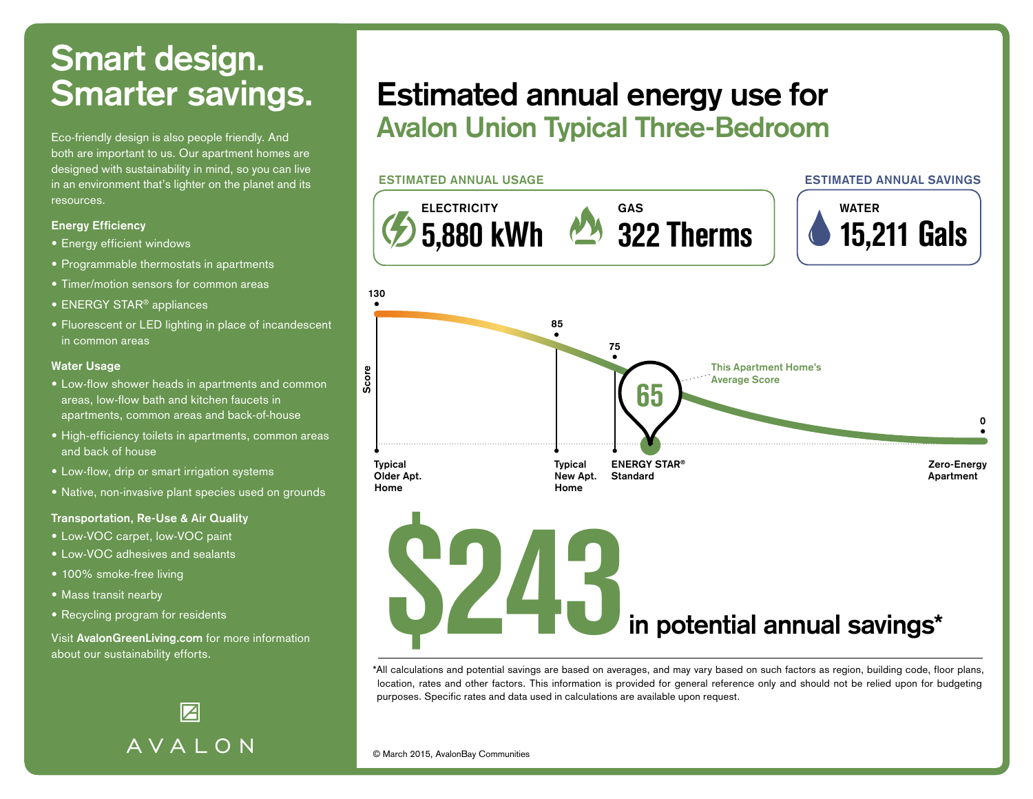# Smart design. Smarter savings.

Eco-friendly design is also people friendly. And both are important to us. Our apartment homes are designed with sustainability in mind, so you can live in an environment that's lighter on the planet and its resources.

### Energy Efficiency

- Energy efficient windows
- Programmable thermostats in apartments
- Timer/motion sensors for common areas
- ENERGY STAR® appliances
- Fluorescent or LED lighting in place of incandescent in common areas

### Water Usage

- Low-flow shower heads in apartments and common areas, low-flow bath and kitchen faucets in apartments, common areas and back-of-house
- High-efficiency toilets in apartments, common areas and back of house
- Low-flow, drip or smart irrigation systems
- Native, non-invasive plant species used on grounds

### Transportation, Re-Use & Air Quality

- Low-VOC carpet, low-VOC paint
- Low-VOC adhesives and sealants
- 100% smoke-free living
- Mass transit nearby
- Recycling program for residents

Visit **AvalonGreenLiving.com** for more information about our sustainability efforts.

AVALON

# Estimated annual energy use for Avalon Union Typical Three-Bedroom

**ESTIMATED ANNUAL USAGE**

| ELECTRICITY | GAS |
| --- | --- |
| 5,880 kWh | 322 Therms |

**ESTIMATED ANNUAL SAVINGS**

| WATER |
| --- |
| 15,211 Gals |

Score

| Score | Label |
| --- | --- |
| 130 | Typical Older Apt. Home |
| 85 | Typical New Apt. Home |
| 75 | ENERGY STAR® Standard |
| 65 | This Apartment Home's Average Score |
| 0 | Zero-Energy Apartment |

## $243 in potential annual savings*

*All calculations and potential savings are based on averages, and may vary based on such factors as region, building code, floor plans, location, rates and other factors. This information is provided for general reference only and should not be relied upon for budgeting purposes. Specific rates and data used in calculations are available upon request.

© March 2015, AvalonBay Communities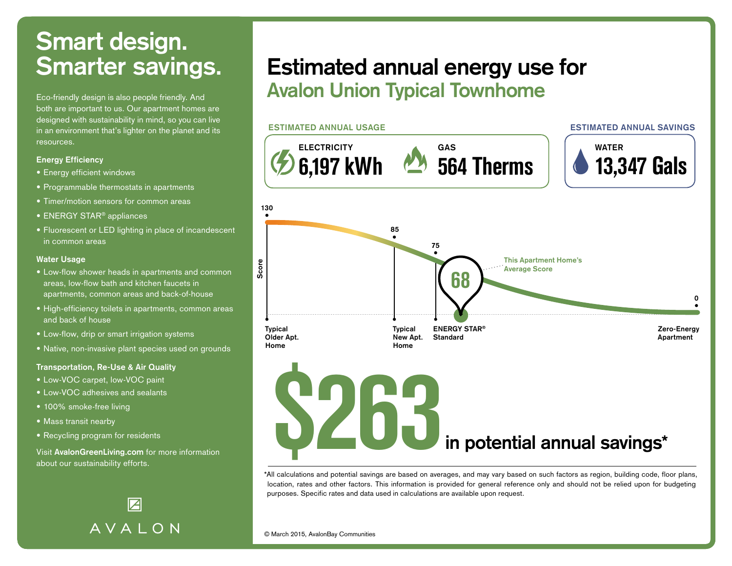# Smart design. Smarter savings.

Eco-friendly design is also people friendly. And both are important to us. Our apartment homes are designed with sustainability in mind, so you can live in an environment that's lighter on the planet and its resources.

**Energy Efficiency**

- Energy efficient windows
- Programmable thermostats in apartments
- Timer/motion sensors for common areas
- ENERGY STAR® appliances
- Fluorescent or LED lighting in place of incandescent in common areas

**Water Usage**

- Low-flow shower heads in apartments and common areas, low-flow bath and kitchen faucets in apartments, common areas and back-of-house
- High-efficiency toilets in apartments, common areas and back of house
- Low-flow, drip or smart irrigation systems
- Native, non-invasive plant species used on grounds

**Transportation, Re-Use & Air Quality**

- Low-VOC carpet, low-VOC paint
- Low-VOC adhesives and sealants
- 100% smoke-free living
- Mass transit nearby
- Recycling program for residents

Visit **AvalonGreenLiving.com** for more information about our sustainability efforts.

AVALON

## Estimated annual energy use for Avalon Union Typical Townhome

ESTIMATED ANNUAL USAGE

ELECTRICITY **6,197 kWh**

GAS **564 Therms**

ESTIMATED ANNUAL SAVINGS

WATER **13,347 Gals**

Score

130

85

75

68

0

This Apartment Home's Average Score

Typical Older Apt. Home

Typical New Apt. Home

ENERGY STAR® Standard

Zero-Energy Apartment

# $263 in potential annual savings*

*All calculations and potential savings are based on averages, and may vary based on such factors as region, building code, floor plans, location, rates and other factors. This information is provided for general reference only and should not be relied upon for budgeting purposes. Specific rates and data used in calculations are available upon request.

© March 2015, AvalonBay Communities